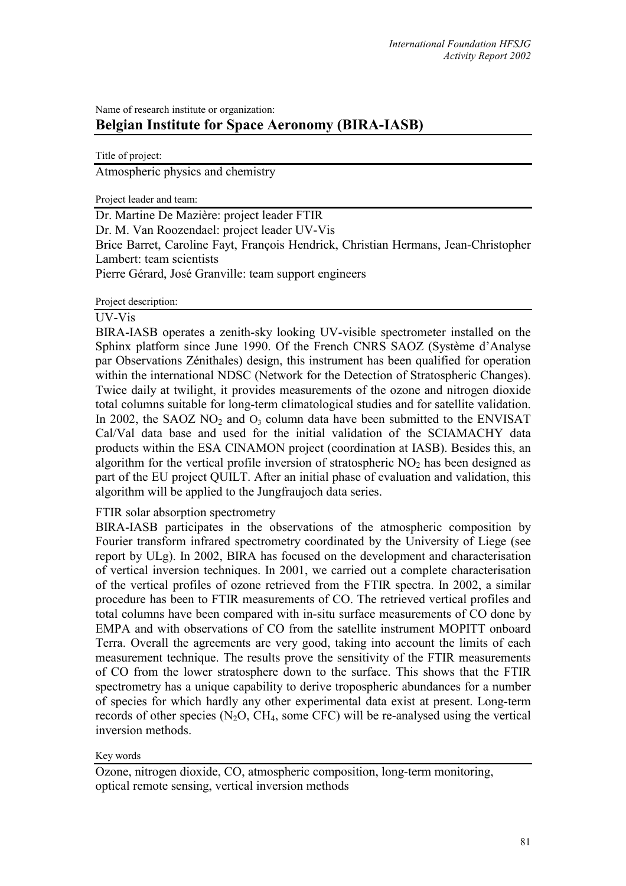Name of research institute or organization:

# Belgian Institute for Space Aeronomy (BIRA-IASB)

Title of project:

Atmospheric physics and chemistry

Project leader and team:

Dr. Martine De Mazière: project leader FTIR
Dr. M. Van Roozendael: project leader UV-Vis
Brice Barret, Caroline Fayt, François Hendrick, Christian Hermans, Jean-Christopher Lambert: team scientists
Pierre Gérard, José Granville: team support engineers

Project description:

UV-Vis

BIRA-IASB operates a zenith-sky looking UV-visible spectrometer installed on the Sphinx platform since June 1990. Of the French CNRS SAOZ (Système d'Analyse par Observations Zénithales) design, this instrument has been qualified for operation within the international NDSC (Network for the Detection of Stratospheric Changes). Twice daily at twilight, it provides measurements of the ozone and nitrogen dioxide total columns suitable for long-term climatological studies and for satellite validation. In 2002, the SAOZ $NO_2$ and $O_3$ column data have been submitted to the ENVISAT Cal/Val data base and used for the initial validation of the SCIAMACHY data products within the ESA CINAMON project (coordination at IASB). Besides this, an algorithm for the vertical profile inversion of stratospheric $NO_2$ has been designed as part of the EU project QUILT. After an initial phase of evaluation and validation, this algorithm will be applied to the Jungfraujoch data series.

FTIR solar absorption spectrometry

BIRA-IASB participates in the observations of the atmospheric composition by Fourier transform infrared spectrometry coordinated by the University of Liege (see report by ULg). In 2002, BIRA has focused on the development and characterisation of vertical inversion techniques. In 2001, we carried out a complete characterisation of the vertical profiles of ozone retrieved from the FTIR spectra. In 2002, a similar procedure has been to FTIR measurements of CO. The retrieved vertical profiles and total columns have been compared with in-situ surface measurements of CO done by EMPA and with observations of CO from the satellite instrument MOPITT onboard Terra. Overall the agreements are very good, taking into account the limits of each measurement technique. The results prove the sensitivity of the FTIR measurements of CO from the lower stratosphere down to the surface. This shows that the FTIR spectrometry has a unique capability to derive tropospheric abundances for a number of species for which hardly any other experimental data exist at present. Long-term records of other species ($N_2O$, $CH_4$, some CFC) will be re-analysed using the vertical inversion methods.

Key words

Ozone, nitrogen dioxide, CO, atmospheric composition, long-term monitoring, optical remote sensing, vertical inversion methods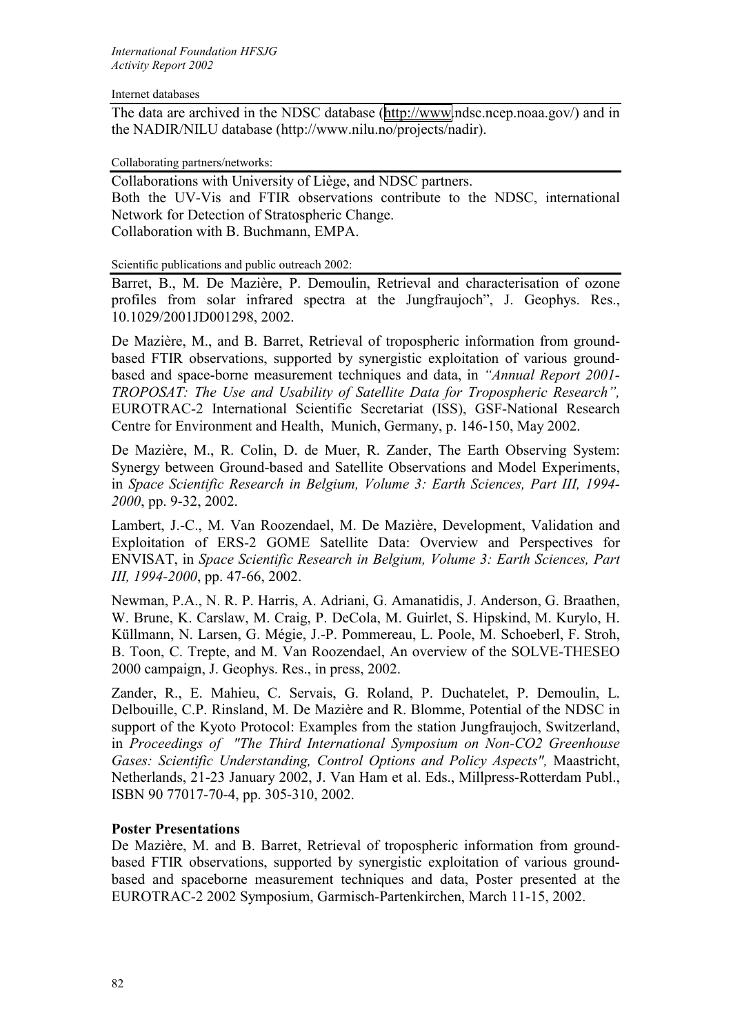Internet databases

The data are archived in the NDSC database (http://www.ndsc.ncep.noaa.gov/) and in the NADIR/NILU database (http://www.nilu.no/projects/nadir).

Collaborating partners/networks:

Collaborations with University of Liège, and NDSC partners.
Both the UV-Vis and FTIR observations contribute to the NDSC, international Network for Detection of Stratospheric Change.
Collaboration with B. Buchmann, EMPA.

Scientific publications and public outreach 2002:

Barret, B., M. De Mazière, P. Demoulin, Retrieval and characterisation of ozone profiles from solar infrared spectra at the Jungfraujoch", J. Geophys. Res., 10.1029/2001JD001298, 2002.

De Mazière, M., and B. Barret, Retrieval of tropospheric information from ground-based FTIR observations, supported by synergistic exploitation of various ground-based and space-borne measurement techniques and data, in *"Annual Report 2001-TROPOSAT: The Use and Usability of Satellite Data for Tropospheric Research",* EUROTRAC-2 International Scientific Secretariat (ISS), GSF-National Research Centre for Environment and Health, Munich, Germany, p. 146-150, May 2002.

De Mazière, M., R. Colin, D. de Muer, R. Zander, The Earth Observing System: Synergy between Ground-based and Satellite Observations and Model Experiments, in *Space Scientific Research in Belgium, Volume 3: Earth Sciences, Part III, 1994-2000*, pp. 9-32, 2002.

Lambert, J.-C., M. Van Roozendael, M. De Mazière, Development, Validation and Exploitation of ERS-2 GOME Satellite Data: Overview and Perspectives for ENVISAT, in *Space Scientific Research in Belgium, Volume 3: Earth Sciences, Part III, 1994-2000*, pp. 47-66, 2002.

Newman, P.A., N. R. P. Harris, A. Adriani, G. Amanatidis, J. Anderson, G. Braathen, W. Brune, K. Carslaw, M. Craig, P. DeCola, M. Guirlet, S. Hipskind, M. Kurylo, H. Küllmann, N. Larsen, G. Mégie, J.-P. Pommereau, L. Poole, M. Schoeberl, F. Stroh, B. Toon, C. Trepte, and M. Van Roozendael, An overview of the SOLVE-THESEO 2000 campaign, J. Geophys. Res., in press, 2002.

Zander, R., E. Mahieu, C. Servais, G. Roland, P. Duchatelet, P. Demoulin, L. Delbouille, C.P. Rinsland, M. De Mazière and R. Blomme, Potential of the NDSC in support of the Kyoto Protocol: Examples from the station Jungfraujoch, Switzerland, in *Proceedings of "The Third International Symposium on Non-CO2 Greenhouse Gases: Scientific Understanding, Control Options and Policy Aspects",* Maastricht, Netherlands, 21-23 January 2002, J. Van Ham et al. Eds., Millpress-Rotterdam Publ., ISBN 90 77017-70-4, pp. 305-310, 2002.

**Poster Presentations**

De Mazière, M. and B. Barret, Retrieval of tropospheric information from ground-based FTIR observations, supported by synergistic exploitation of various ground-based and spaceborne measurement techniques and data, Poster presented at the EUROTRAC-2 2002 Symposium, Garmisch-Partenkirchen, March 11-15, 2002.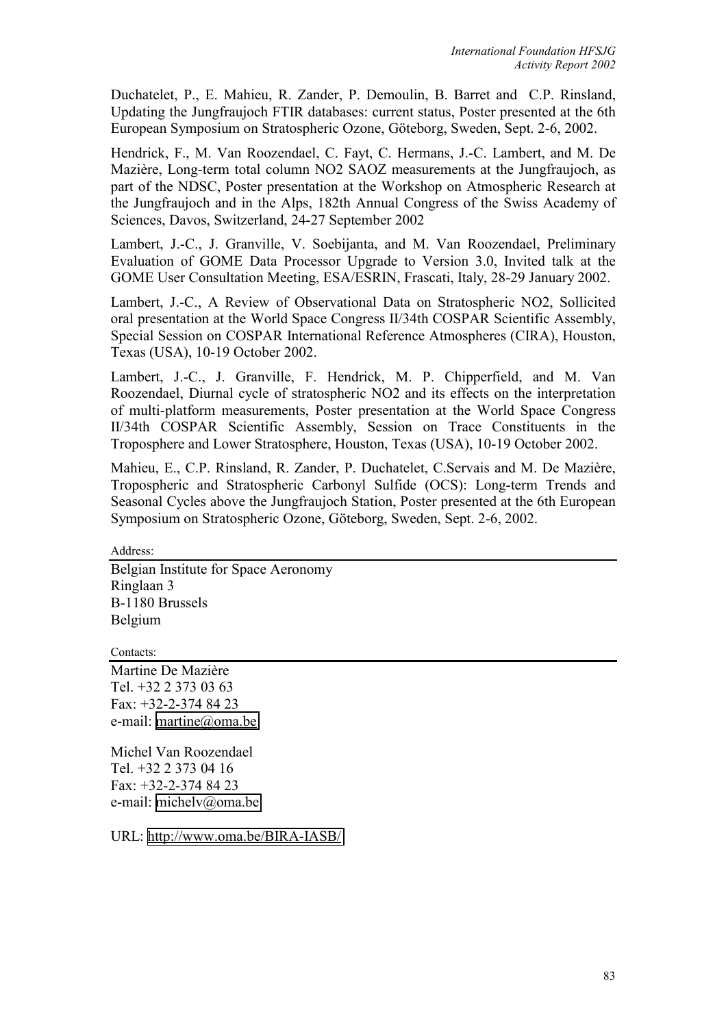Duchatelet, P., E. Mahieu, R. Zander, P. Demoulin, B. Barret and C.P. Rinsland, Updating the Jungfraujoch FTIR databases: current status, Poster presented at the 6th European Symposium on Stratospheric Ozone, Göteborg, Sweden, Sept. 2-6, 2002.

Hendrick, F., M. Van Roozendael, C. Fayt, C. Hermans, J.-C. Lambert, and M. De Mazière, Long-term total column $NO_2$ SAOZ measurements at the Jungfraujoch, as part of the NDSC, Poster presentation at the Workshop on Atmospheric Research at the Jungfraujoch and in the Alps, 182th Annual Congress of the Swiss Academy of Sciences, Davos, Switzerland, 24-27 September 2002

Lambert, J.-C., J. Granville, V. Soebijanta, and M. Van Roozendael, Preliminary Evaluation of GOME Data Processor Upgrade to Version 3.0, Invited talk at the GOME User Consultation Meeting, ESA/ESRIN, Frascati, Italy, 28-29 January 2002.

Lambert, J.-C., A Review of Observational Data on Stratospheric $NO_2$, Sollicited oral presentation at the World Space Congress II/34th COSPAR Scientific Assembly, Special Session on COSPAR International Reference Atmospheres (CIRA), Houston, Texas (USA), 10-19 October 2002.

Lambert, J.-C., J. Granville, F. Hendrick, M. P. Chipperfield, and M. Van Roozendael, Diurnal cycle of stratospheric $NO_2$ and its effects on the interpretation of multi-platform measurements, Poster presentation at the World Space Congress II/34th COSPAR Scientific Assembly, Session on Trace Constituents in the Troposphere and Lower Stratosphere, Houston, Texas (USA), 10-19 October 2002.

Mahieu, E., C.P. Rinsland, R. Zander, P. Duchatelet, C.Servais and M. De Mazière, Tropospheric and Stratospheric Carbonyl Sulfide (OCS): Long-term Trends and Seasonal Cycles above the Jungfraujoch Station, Poster presented at the 6th European Symposium on Stratospheric Ozone, Göteborg, Sweden, Sept. 2-6, 2002.

Address:

Belgian Institute for Space Aeronomy
Ringlaan 3
B-1180 Brussels
Belgium

Contacts:

Martine De Mazière
Tel. +32 2 373 03 63
Fax: +32-2-374 84 23
e-mail: martine@oma.be

Michel Van Roozendael
Tel. +32 2 373 04 16
Fax: +32-2-374 84 23
e-mail: michelv@oma.be

URL: http://www.oma.be/BIRA-IASB/